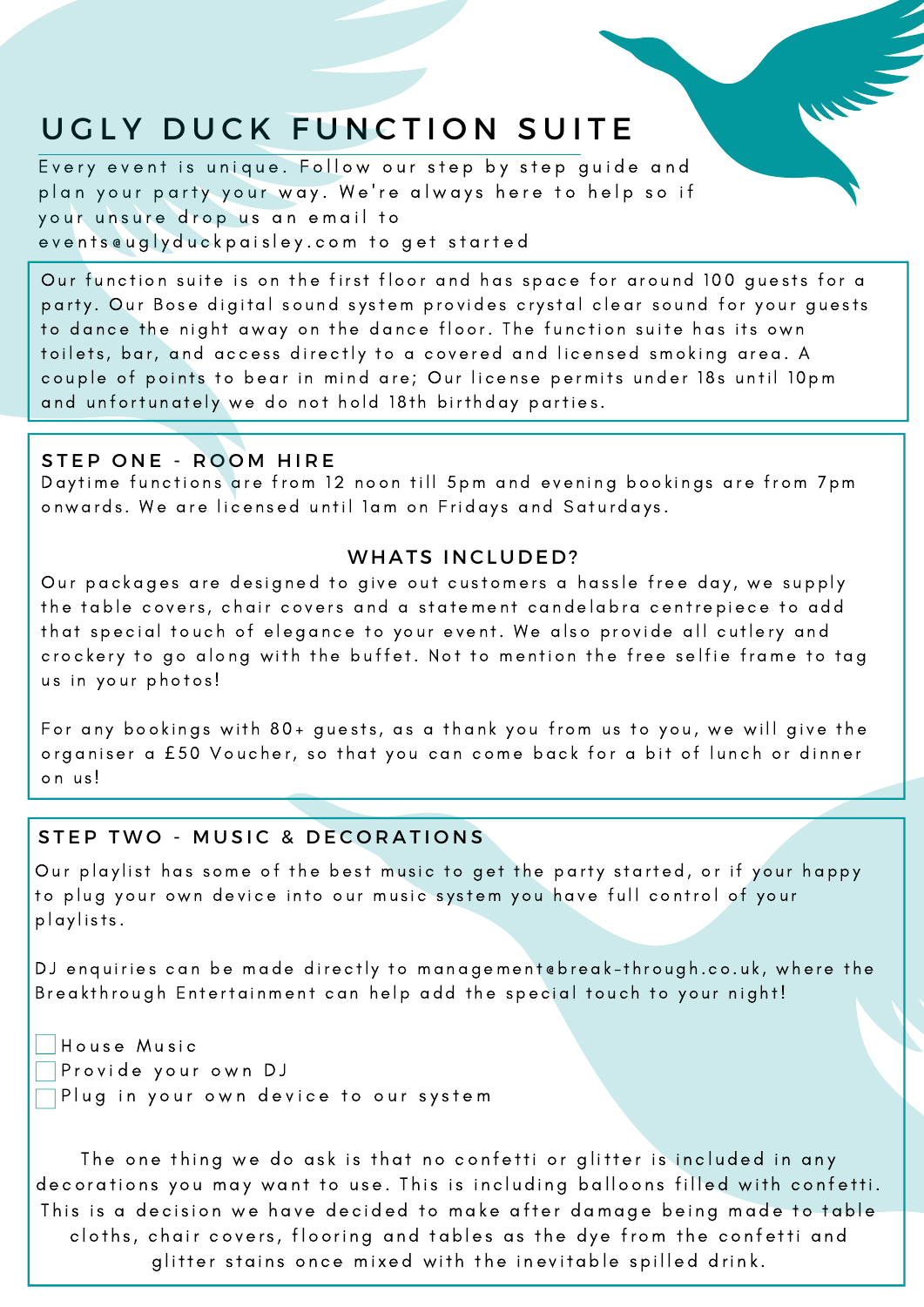# UGLY DUCK FUNCTION SUITE

Every event is unique. Follow our step by step guide and plan your party your way. We're always here to help so if your unsure drop us an email to events@uglyduckpaisley.com to get started

Our function suite is on the first floor and has space for around 100 guests for a party. Our Bose digital sound system provides crystal clear sound for your guests to dance the night away on the dance floor. The function suite has its own toilets, bar, and access directly to a covered and licensed smoking area. A couple of points to bear in mind are; Our license permits under 18s until 10pm and unfortunately we do not hold 18th birthday parties.

## STEP ONE - ROOM HIRE

Daytime functions are from 12 noon till 5pm and evening bookings are from 7pm onwards. We are licensed until 1am on Fridays and Saturdays.

### WHATS INCLUDED?

Our packages are designed to give out customers a hassle free day, we supply the table covers, chair covers and a statement candelabra centrepiece to add that special touch of elegance to your event. We also provide all cutlery and crockery to go along with the buffet. Not to mention the free selfie frame to tag us in your photos!

For any bookings with 80+ guests, as a thank you from us to you, we will give the organiser a £50 Voucher, so that you can come back for a bit of lunch or dinner on us!

## STEP TWO - MUSIC & DECORATIONS

Our playlist has some of the best music to get the party started, or if your happy to plug your own device into our music system you have full control of your playlists.

DJ enquiries can be made directly to management@break-through.co.uk, where the Breakthrough Entertainment can help add the special touch to your night!

- [ ] House Music
- [ ] Provide your own DJ
- [ ] Plug in your own device to our system

The one thing we do ask is that no confetti or glitter is included in any decorations you may want to use. This is including balloons filled with confetti. This is a decision we have decided to make after damage being made to table cloths, chair covers, flooring and tables as the dye from the confetti and glitter stains once mixed with the inevitable spilled drink.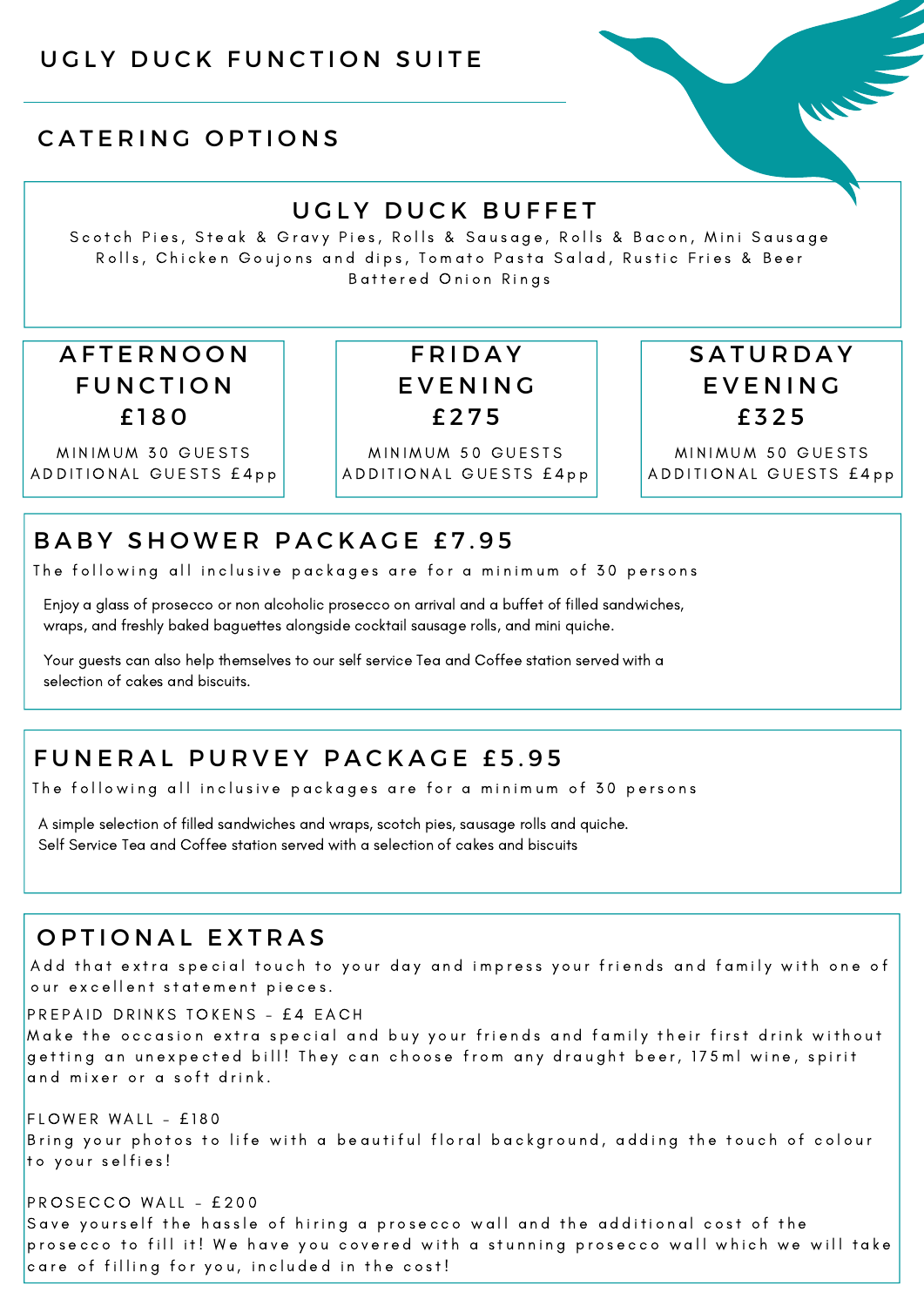# UGLY DUCK FUNCTION SUITE

## CATERING OPTIONS

### UGLY DUCK BUFFET

Scotch Pies, Steak & Gravy Pies, Rolls & Sausage, Rolls & Bacon, Mini Sausage Rolls, Chicken Goujons and dips, Tomato Pasta Salad, Rustic Fries & Beer Battered Onion Rings

### AFTERNOON FUNCTION £180

MINIMUM 30 GUESTS
ADDITIONAL GUESTS £4pp

### FRIDAY EVENING £275

MINIMUM 50 GUESTS
ADDITIONAL GUESTS £4pp

### SATURDAY EVENING £325

MINIMUM 50 GUESTS
ADDITIONAL GUESTS £4pp

### BABY SHOWER PACKAGE £7.95

The following all inclusive packages are for a minimum of 30 persons

Enjoy a glass of prosecco or non alcoholic prosecco on arrival and a buffet of filled sandwiches, wraps, and freshly baked baguettes alongside cocktail sausage rolls, and mini quiche.

Your guests can also help themselves to our self service Tea and Coffee station served with a selection of cakes and biscuits.

### FUNERAL PURVEY PACKAGE £5.95

The following all inclusive packages are for a minimum of 30 persons

A simple selection of filled sandwiches and wraps, scotch pies, sausage rolls and quiche.
Self Service Tea and Coffee station served with a selection of cakes and biscuits

### OPTIONAL EXTRAS

Add that extra special touch to your day and impress your friends and family with one of our excellent statement pieces.

PREPAID DRINKS TOKENS - £4 EACH
Make the occasion extra special and buy your friends and family their first drink without getting an unexpected bill! They can choose from any draught beer, 175ml wine, spirit and mixer or a soft drink.

FLOWER WALL - £180
Bring your photos to life with a beautiful floral background, adding the touch of colour to your selfies!

PROSECCO WALL - £200
Save yourself the hassle of hiring a prosecco wall and the additional cost of the prosecco to fill it! We have you covered with a stunning prosecco wall which we will take care of filling for you, included in the cost!